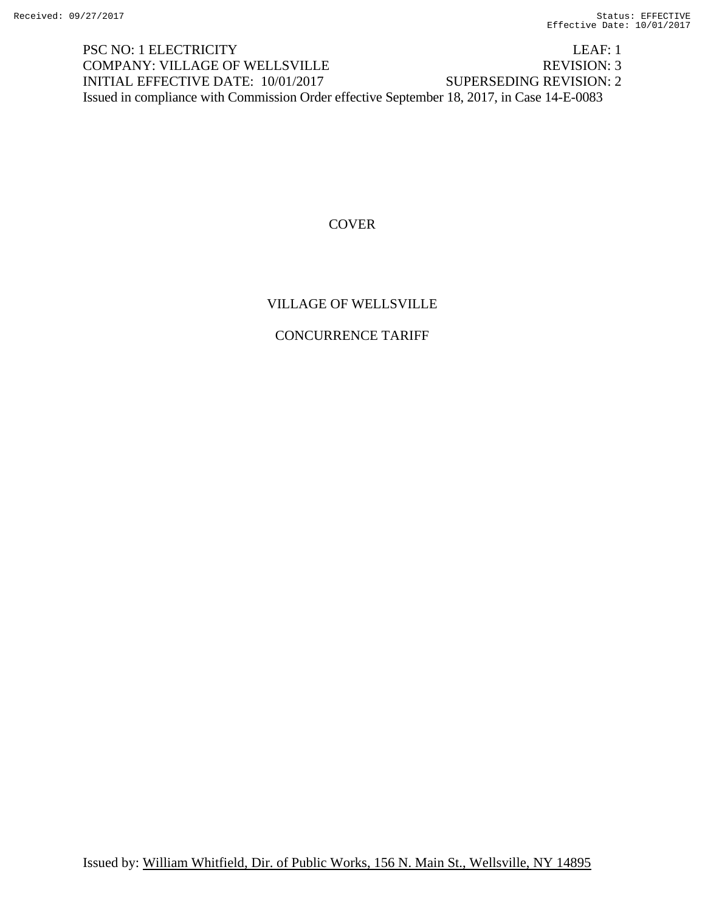Received: 09/27/2017 Status: EFFECTIVE
Effective Date: 10/01/2017

PSC NO: 1 ELECTRICITY LEAF: 1
COMPANY: VILLAGE OF WELLSVILLE REVISION: 3
INITIAL EFFECTIVE DATE: 10/01/2017 SUPERSEDING REVISION: 2
Issued in compliance with Commission Order effective September 18, 2017, in Case 14-E-0083

COVER

VILLAGE OF WELLSVILLE

CONCURRENCE TARIFF

Issued by: William Whitfield, Dir. of Public Works, 156 N. Main St., Wellsville, NY 14895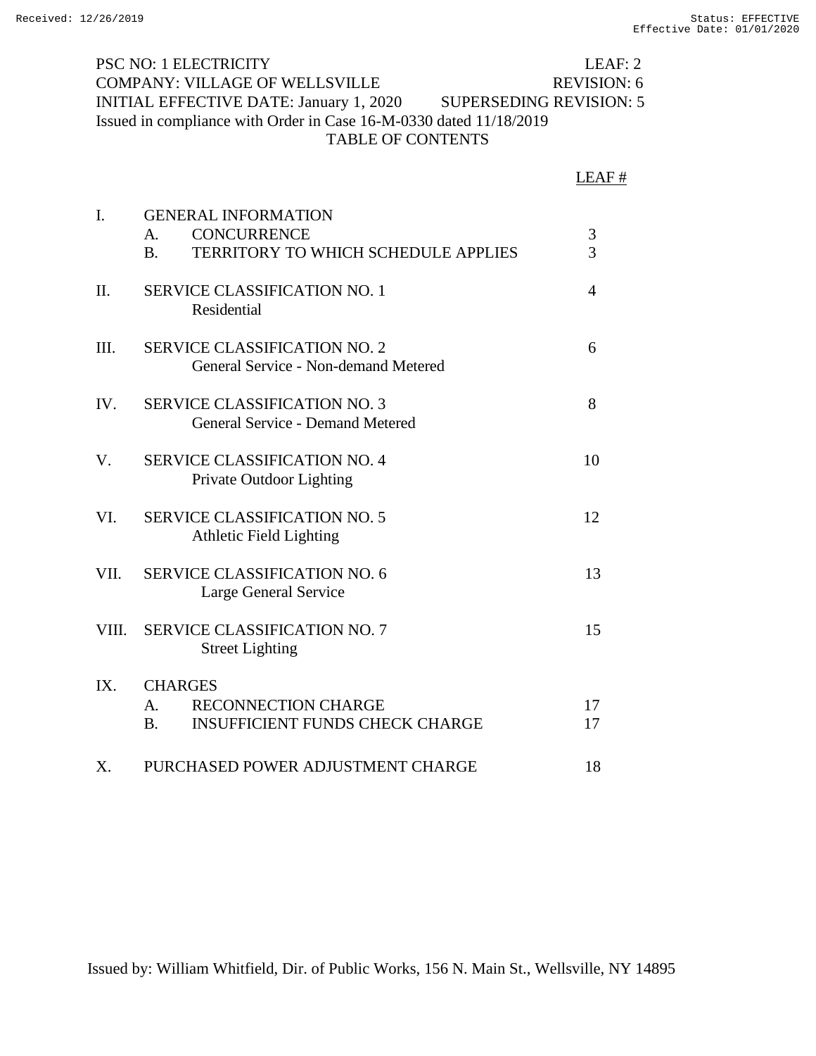PSC NO: 1 ELECTRICITY LEAF: 2
COMPANY: VILLAGE OF WELLSVILLE REVISION: 6
INITIAL EFFECTIVE DATE: January 1, 2020 SUPERSEDING REVISION: 5
Issued in compliance with Order in Case 16-M-0330 dated 11/18/2019

# TABLE OF CONTENTS

| | | LEAF # |
|---|---|---|
| I. | GENERAL INFORMATION | |
| | A. CONCURRENCE | 3 |
| | B. TERRITORY TO WHICH SCHEDULE APPLIES | 3 |
| II. | SERVICE CLASSIFICATION NO. 1<br>Residential | 4 |
| III. | SERVICE CLASSIFICATION NO. 2<br>General Service - Non-demand Metered | 6 |
| IV. | SERVICE CLASSIFICATION NO. 3<br>General Service - Demand Metered | 8 |
| V. | SERVICE CLASSIFICATION NO. 4<br>Private Outdoor Lighting | 10 |
| VI. | SERVICE CLASSIFICATION NO. 5<br>Athletic Field Lighting | 12 |
| VII. | SERVICE CLASSIFICATION NO. 6<br>Large General Service | 13 |
| VIII. | SERVICE CLASSIFICATION NO. 7<br>Street Lighting | 15 |
| IX. | CHARGES | |
| | A. RECONNECTION CHARGE | 17 |
| | B. INSUFFICIENT FUNDS CHECK CHARGE | 17 |
| X. | PURCHASED POWER ADJUSTMENT CHARGE | 18 |

Issued by: William Whitfield, Dir. of Public Works, 156 N. Main St., Wellsville, NY 14895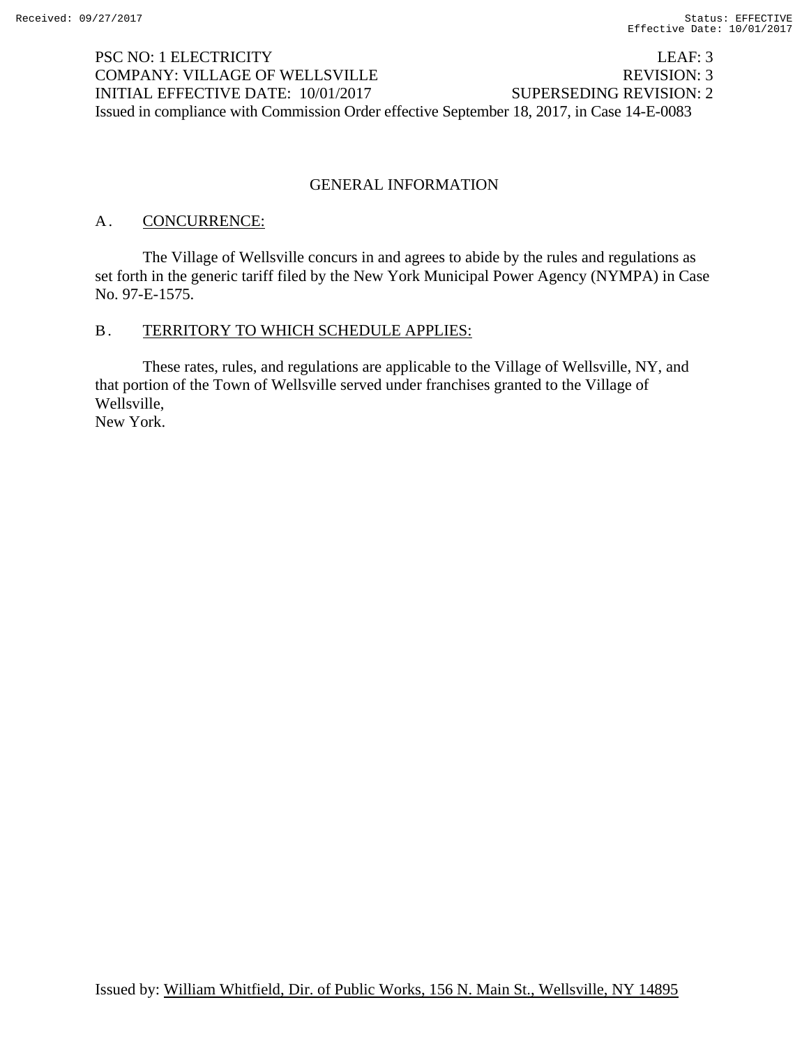PSC NO: 1 ELECTRICITY LEAF: 3
COMPANY: VILLAGE OF WELLSVILLE REVISION: 3
INITIAL EFFECTIVE DATE: 10/01/2017 SUPERSEDING REVISION: 2
Issued in compliance with Commission Order effective September 18, 2017, in Case 14-E-0083

## GENERAL INFORMATION

### A. CONCURRENCE:

The Village of Wellsville concurs in and agrees to abide by the rules and regulations as set forth in the generic tariff filed by the New York Municipal Power Agency (NYMPA) in Case No. 97-E-1575.

### B. TERRITORY TO WHICH SCHEDULE APPLIES:

These rates, rules, and regulations are applicable to the Village of Wellsville, NY, and that portion of the Town of Wellsville served under franchises granted to the Village of Wellsville,
New York.

Issued by: William Whitfield, Dir. of Public Works, 156 N. Main St., Wellsville, NY 14895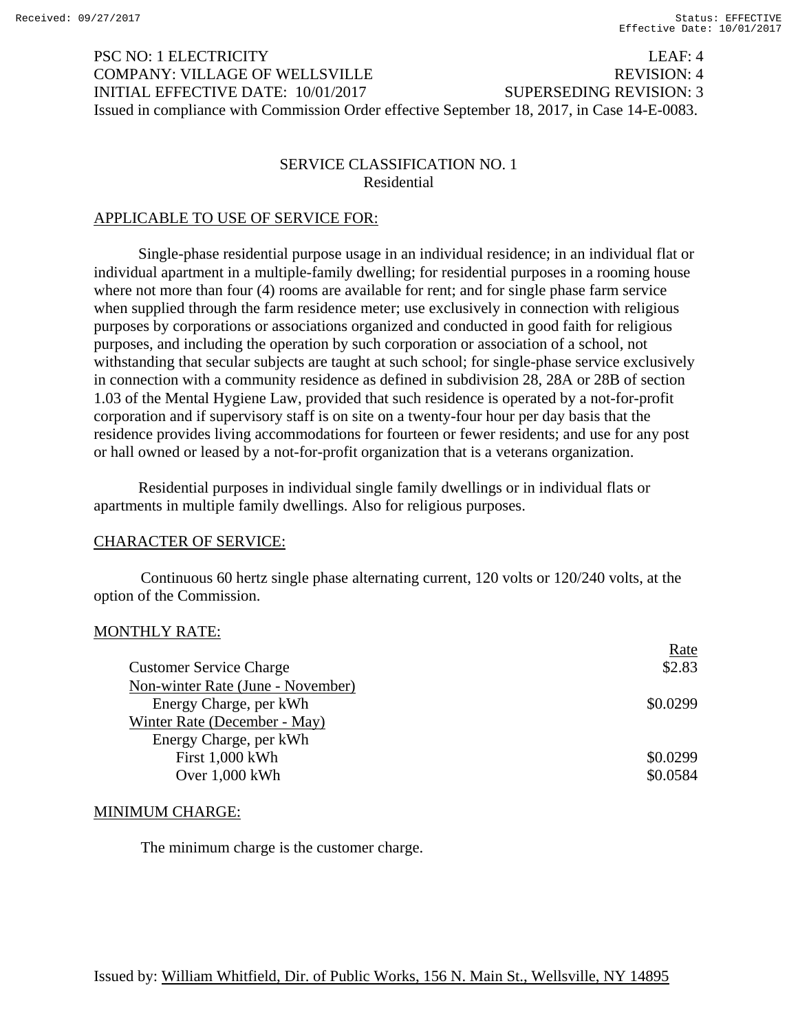PSC NO: 1 ELECTRICITY LEAF: 4
COMPANY: VILLAGE OF WELLSVILLE REVISION: 4
INITIAL EFFECTIVE DATE: 10/01/2017 SUPERSEDING REVISION: 3
Issued in compliance with Commission Order effective September 18, 2017, in Case 14-E-0083.

## SERVICE CLASSIFICATION NO. 1
### Residential

APPLICABLE TO USE OF SERVICE FOR:

Single-phase residential purpose usage in an individual residence; in an individual flat or individual apartment in a multiple-family dwelling; for residential purposes in a rooming house where not more than four (4) rooms are available for rent; and for single phase farm service when supplied through the farm residence meter; use exclusively in connection with religious purposes by corporations or associations organized and conducted in good faith for religious purposes, and including the operation by such corporation or association of a school, not withstanding that secular subjects are taught at such school; for single-phase service exclusively in connection with a community residence as defined in subdivision 28, 28A or 28B of section 1.03 of the Mental Hygiene Law, provided that such residence is operated by a not-for-profit corporation and if supervisory staff is on site on a twenty-four hour per day basis that the residence provides living accommodations for fourteen or fewer residents; and use for any post or hall owned or leased by a not-for-profit organization that is a veterans organization.

Residential purposes in individual single family dwellings or in individual flats or apartments in multiple family dwellings. Also for religious purposes.

CHARACTER OF SERVICE:

Continuous 60 hertz single phase alternating current, 120 volts or 120/240 volts, at the option of the Commission.

MONTHLY RATE:

| | Rate |
|---|---|
| Customer Service Charge | $2.83 |
| Non-winter Rate (June - November) | |
| Energy Charge, per kWh | $0.0299 |
| Winter Rate (December - May) | |
| Energy Charge, per kWh | |
| First 1,000 kWh | $0.0299 |
| Over 1,000 kWh | $0.0584 |

MINIMUM CHARGE:

The minimum charge is the customer charge.

Issued by: William Whitfield, Dir. of Public Works, 156 N. Main St., Wellsville, NY 14895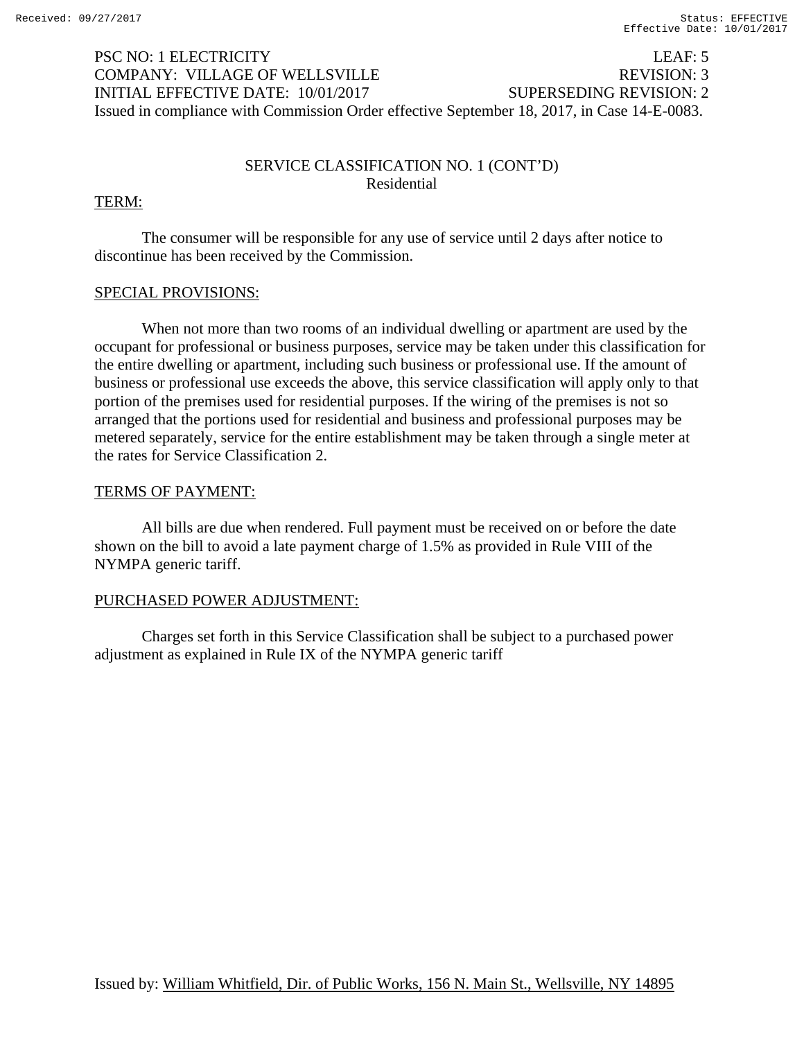PSC NO: 1 ELECTRICITY LEAF: 5
COMPANY: VILLAGE OF WELLSVILLE REVISION: 3
INITIAL EFFECTIVE DATE: 10/01/2017 SUPERSEDING REVISION: 2
Issued in compliance with Commission Order effective September 18, 2017, in Case 14-E-0083.

## SERVICE CLASSIFICATION NO. 1 (CONT'D)
### Residential

TERM:

The consumer will be responsible for any use of service until 2 days after notice to discontinue has been received by the Commission.

SPECIAL PROVISIONS:

When not more than two rooms of an individual dwelling or apartment are used by the occupant for professional or business purposes, service may be taken under this classification for the entire dwelling or apartment, including such business or professional use. If the amount of business or professional use exceeds the above, this service classification will apply only to that portion of the premises used for residential purposes. If the wiring of the premises is not so arranged that the portions used for residential and business and professional purposes may be metered separately, service for the entire establishment may be taken through a single meter at the rates for Service Classification 2.

TERMS OF PAYMENT:

All bills are due when rendered. Full payment must be received on or before the date shown on the bill to avoid a late payment charge of 1.5% as provided in Rule VIII of the NYMPA generic tariff.

PURCHASED POWER ADJUSTMENT:

Charges set forth in this Service Classification shall be subject to a purchased power adjustment as explained in Rule IX of the NYMPA generic tariff

Issued by: William Whitfield, Dir. of Public Works, 156 N. Main St., Wellsville, NY 14895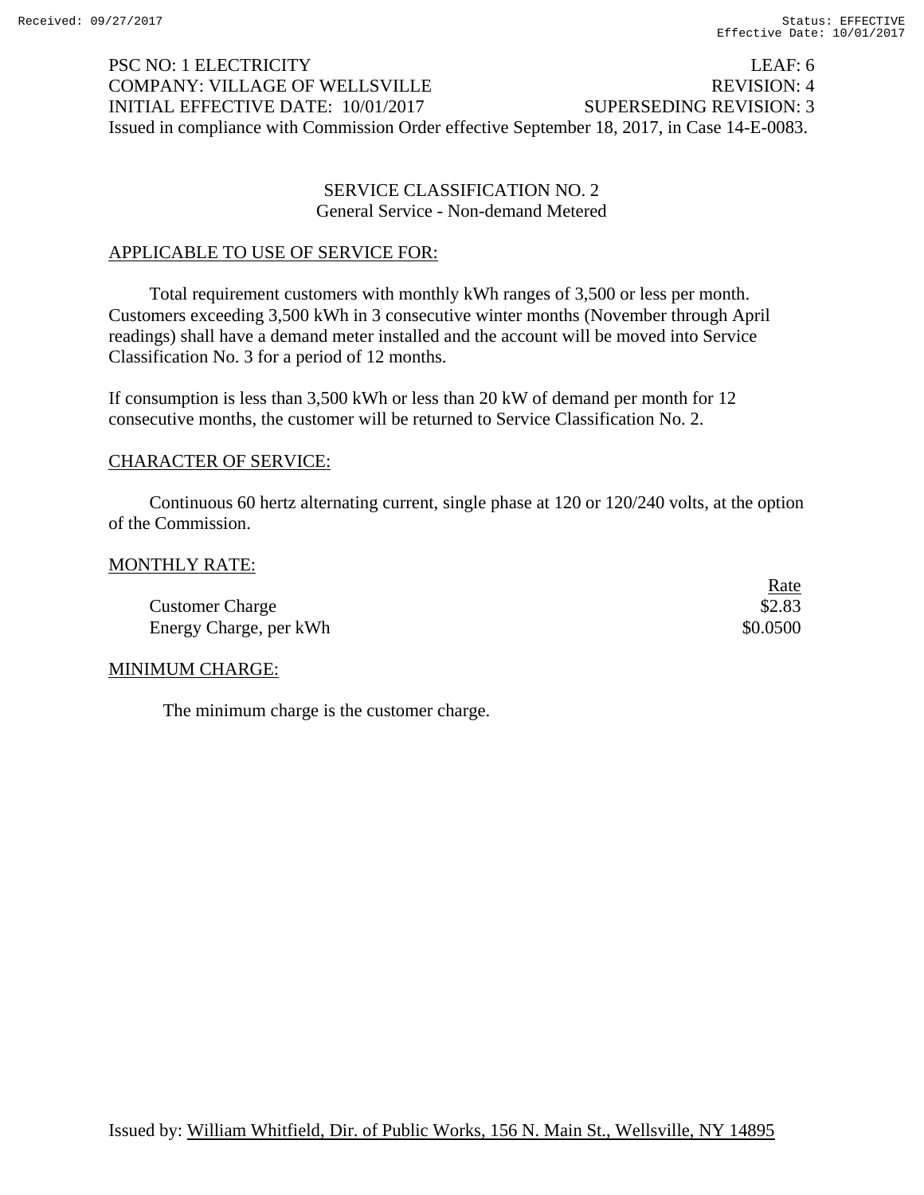PSC NO: 1 ELECTRICITY LEAF: 6
COMPANY: VILLAGE OF WELLSVILLE REVISION: 4
INITIAL EFFECTIVE DATE: 10/01/2017 SUPERSEDING REVISION: 3
Issued in compliance with Commission Order effective September 18, 2017, in Case 14-E-0083.

## SERVICE CLASSIFICATION NO. 2
### General Service - Non-demand Metered

APPLICABLE TO USE OF SERVICE FOR:

Total requirement customers with monthly kWh ranges of 3,500 or less per month. Customers exceeding 3,500 kWh in 3 consecutive winter months (November through April readings) shall have a demand meter installed and the account will be moved into Service Classification No. 3 for a period of 12 months.

If consumption is less than 3,500 kWh or less than 20 kW of demand per month for 12 consecutive months, the customer will be returned to Service Classification No. 2.

CHARACTER OF SERVICE:

Continuous 60 hertz alternating current, single phase at 120 or 120/240 volts, at the option of the Commission.

MONTHLY RATE:

| | Rate |
|---|---|
| Customer Charge | $2.83 |
| Energy Charge, per kWh | $0.0500 |

MINIMUM CHARGE:

The minimum charge is the customer charge.

Issued by: William Whitfield, Dir. of Public Works, 156 N. Main St., Wellsville, NY 14895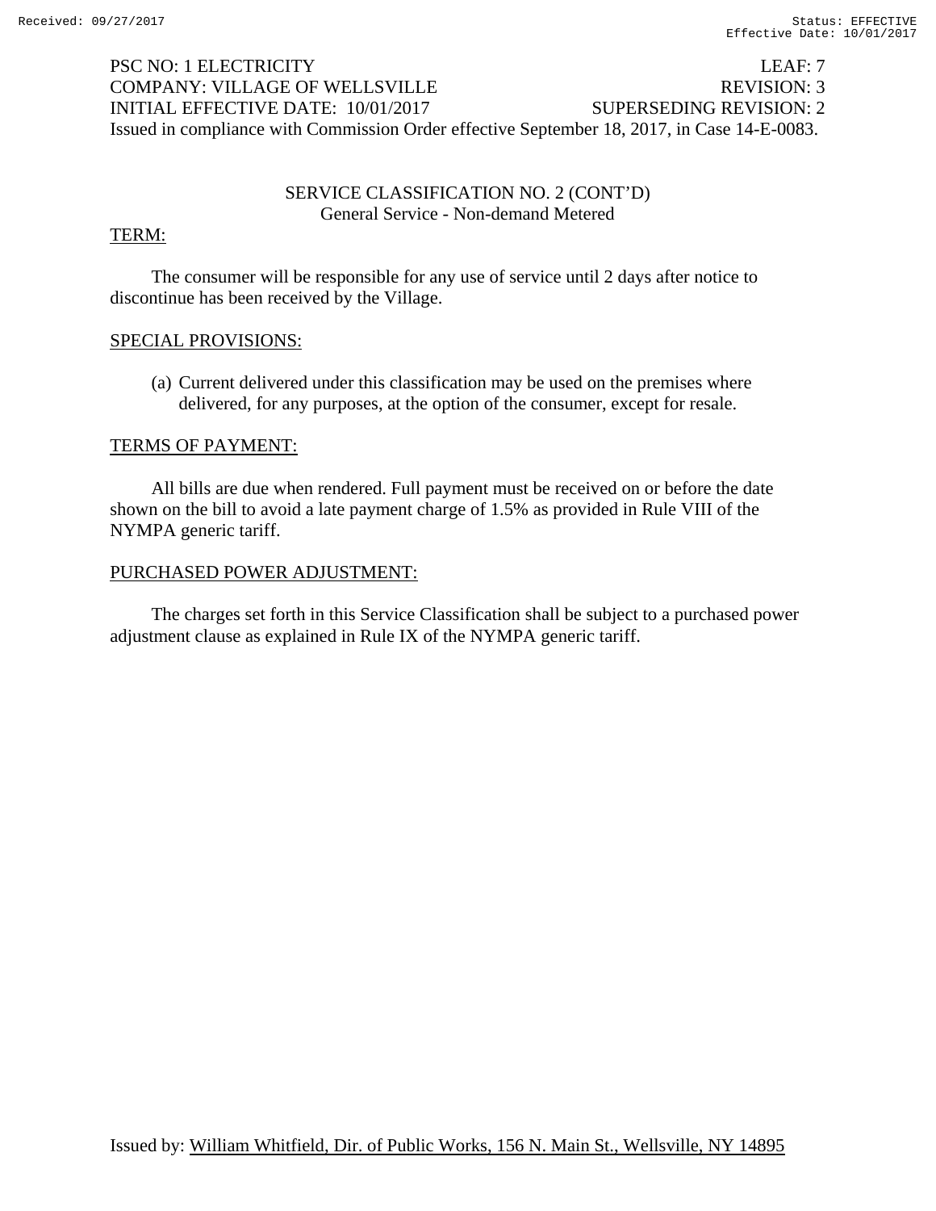PSC NO: 1 ELECTRICITY LEAF: 7
COMPANY: VILLAGE OF WELLSVILLE REVISION: 3
INITIAL EFFECTIVE DATE: 10/01/2017 SUPERSEDING REVISION: 2
Issued in compliance with Commission Order effective September 18, 2017, in Case 14-E-0083.

## SERVICE CLASSIFICATION NO. 2 (CONT'D)
### General Service - Non-demand Metered

TERM:

The consumer will be responsible for any use of service until 2 days after notice to discontinue has been received by the Village.

SPECIAL PROVISIONS:

(a) Current delivered under this classification may be used on the premises where delivered, for any purposes, at the option of the consumer, except for resale.

TERMS OF PAYMENT:

All bills are due when rendered. Full payment must be received on or before the date shown on the bill to avoid a late payment charge of 1.5% as provided in Rule VIII of the NYMPA generic tariff.

PURCHASED POWER ADJUSTMENT:

The charges set forth in this Service Classification shall be subject to a purchased power adjustment clause as explained in Rule IX of the NYMPA generic tariff.

Issued by: William Whitfield, Dir. of Public Works, 156 N. Main St., Wellsville, NY 14895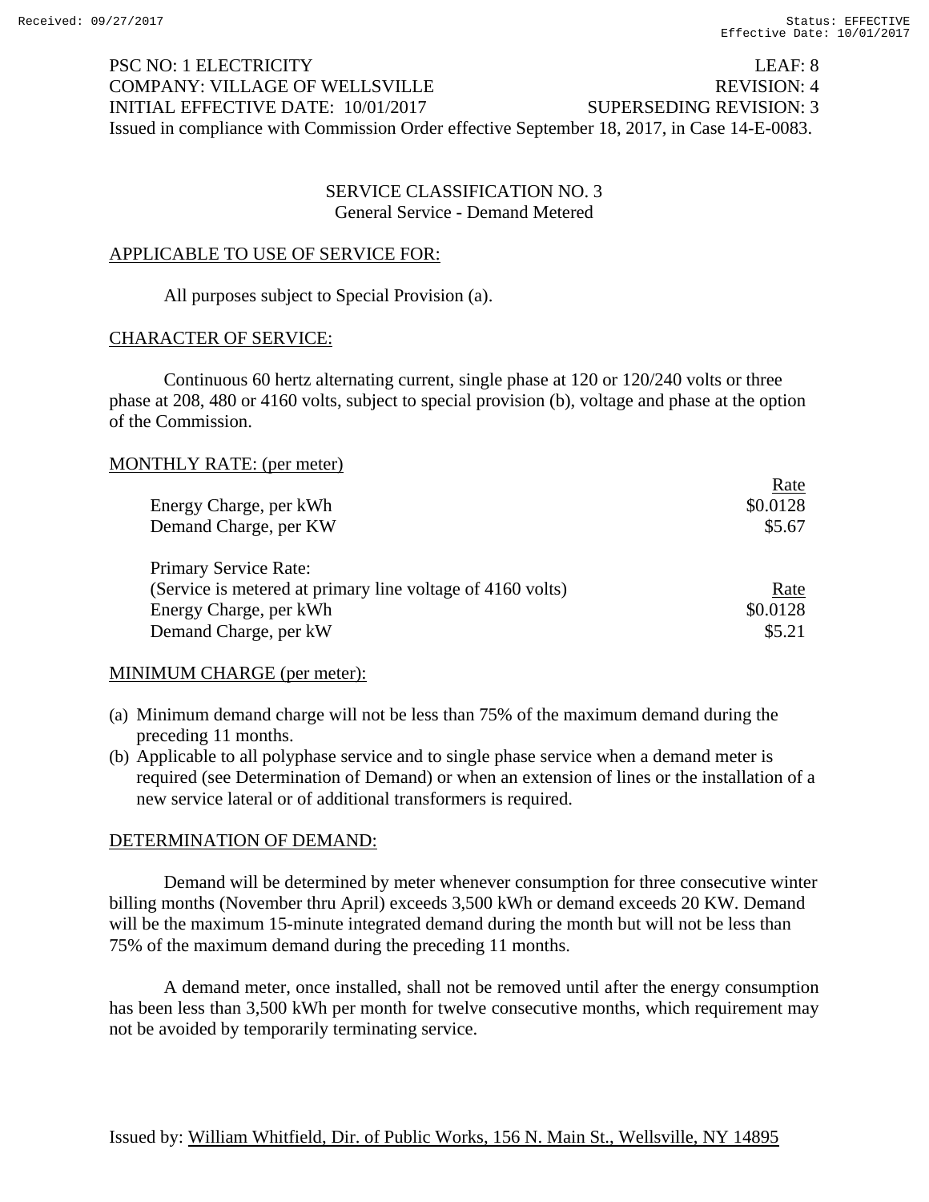PSC NO: 1 ELECTRICITY LEAF: 8
COMPANY: VILLAGE OF WELLSVILLE REVISION: 4
INITIAL EFFECTIVE DATE: 10/01/2017 SUPERSEDING REVISION: 3
Issued in compliance with Commission Order effective September 18, 2017, in Case 14-E-0083.

## SERVICE CLASSIFICATION NO. 3
### General Service - Demand Metered

**APPLICABLE TO USE OF SERVICE FOR:**

All purposes subject to Special Provision (a).

**CHARACTER OF SERVICE:**

Continuous 60 hertz alternating current, single phase at 120 or 120/240 volts or three phase at 208, 480 or 4160 volts, subject to special provision (b), voltage and phase at the option of the Commission.

**MONTHLY RATE: (per meter)**

| | Rate |
|---|---|
| Energy Charge, per kWh | \$0.0128 |
| Demand Charge, per KW | \$5.67 |

| Primary Service Rate: (Service is metered at primary line voltage of 4160 volts) | Rate |
|---|---|
| Energy Charge, per kWh | \$0.0128 |
| Demand Charge, per kW | \$5.21 |

**MINIMUM CHARGE (per meter):**

(a) Minimum demand charge will not be less than 75% of the maximum demand during the preceding 11 months.
(b) Applicable to all polyphase service and to single phase service when a demand meter is required (see Determination of Demand) or when an extension of lines or the installation of a new service lateral or of additional transformers is required.

**DETERMINATION OF DEMAND:**

Demand will be determined by meter whenever consumption for three consecutive winter billing months (November thru April) exceeds 3,500 kWh or demand exceeds 20 KW. Demand will be the maximum 15-minute integrated demand during the month but will not be less than 75% of the maximum demand during the preceding 11 months.

A demand meter, once installed, shall not be removed until after the energy consumption has been less than 3,500 kWh per month for twelve consecutive months, which requirement may not be avoided by temporarily terminating service.

Issued by: William Whitfield, Dir. of Public Works, 156 N. Main St., Wellsville, NY 14895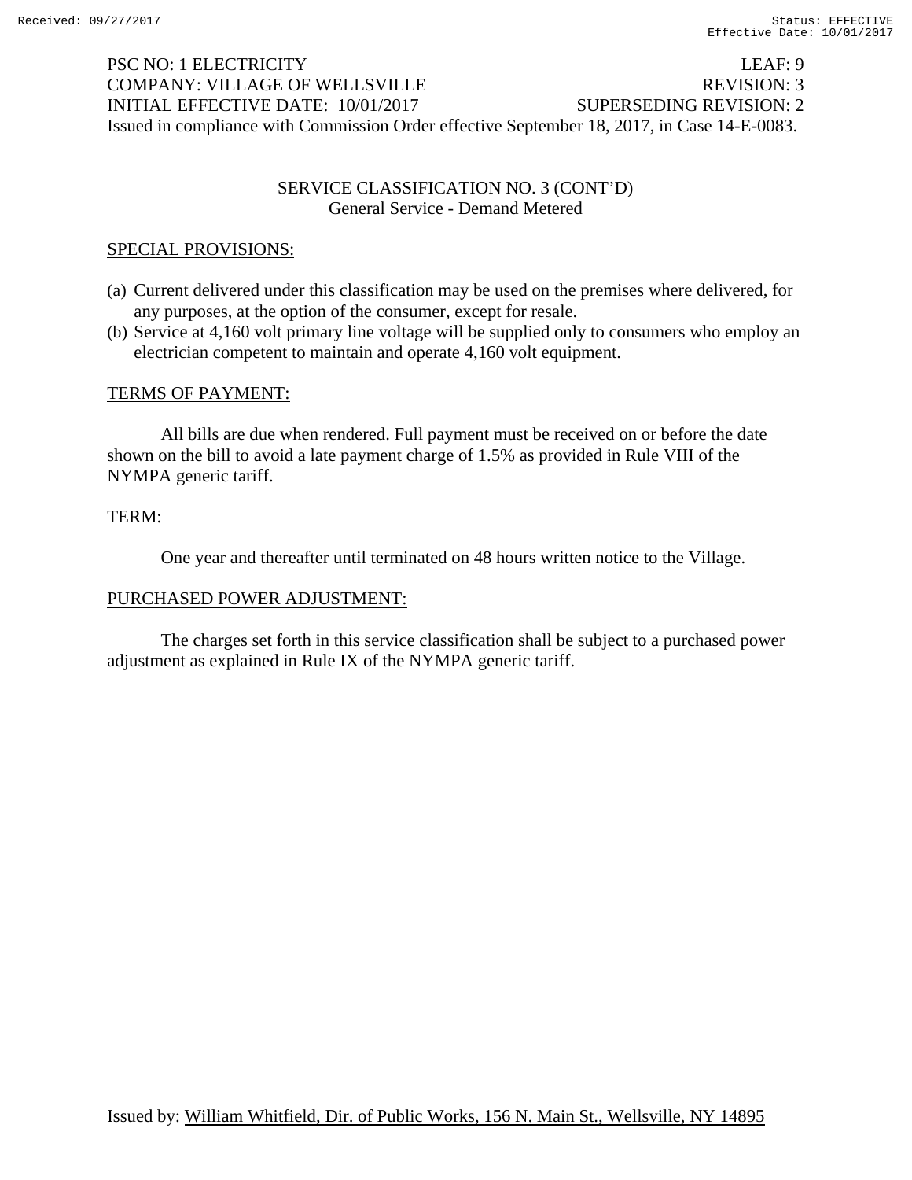PSC NO: 1 ELECTRICITY LEAF: 9
COMPANY: VILLAGE OF WELLSVILLE REVISION: 3
INITIAL EFFECTIVE DATE: 10/01/2017 SUPERSEDING REVISION: 2
Issued in compliance with Commission Order effective September 18, 2017, in Case 14-E-0083.

## SERVICE CLASSIFICATION NO. 3 (CONT'D)
### General Service - Demand Metered

SPECIAL PROVISIONS:

(a) Current delivered under this classification may be used on the premises where delivered, for any purposes, at the option of the consumer, except for resale.
(b) Service at 4,160 volt primary line voltage will be supplied only to consumers who employ an electrician competent to maintain and operate 4,160 volt equipment.

TERMS OF PAYMENT:

All bills are due when rendered. Full payment must be received on or before the date shown on the bill to avoid a late payment charge of 1.5% as provided in Rule VIII of the NYMPA generic tariff.

TERM:

One year and thereafter until terminated on 48 hours written notice to the Village.

PURCHASED POWER ADJUSTMENT:

The charges set forth in this service classification shall be subject to a purchased power adjustment as explained in Rule IX of the NYMPA generic tariff.

Issued by: William Whitfield, Dir. of Public Works, 156 N. Main St., Wellsville, NY 14895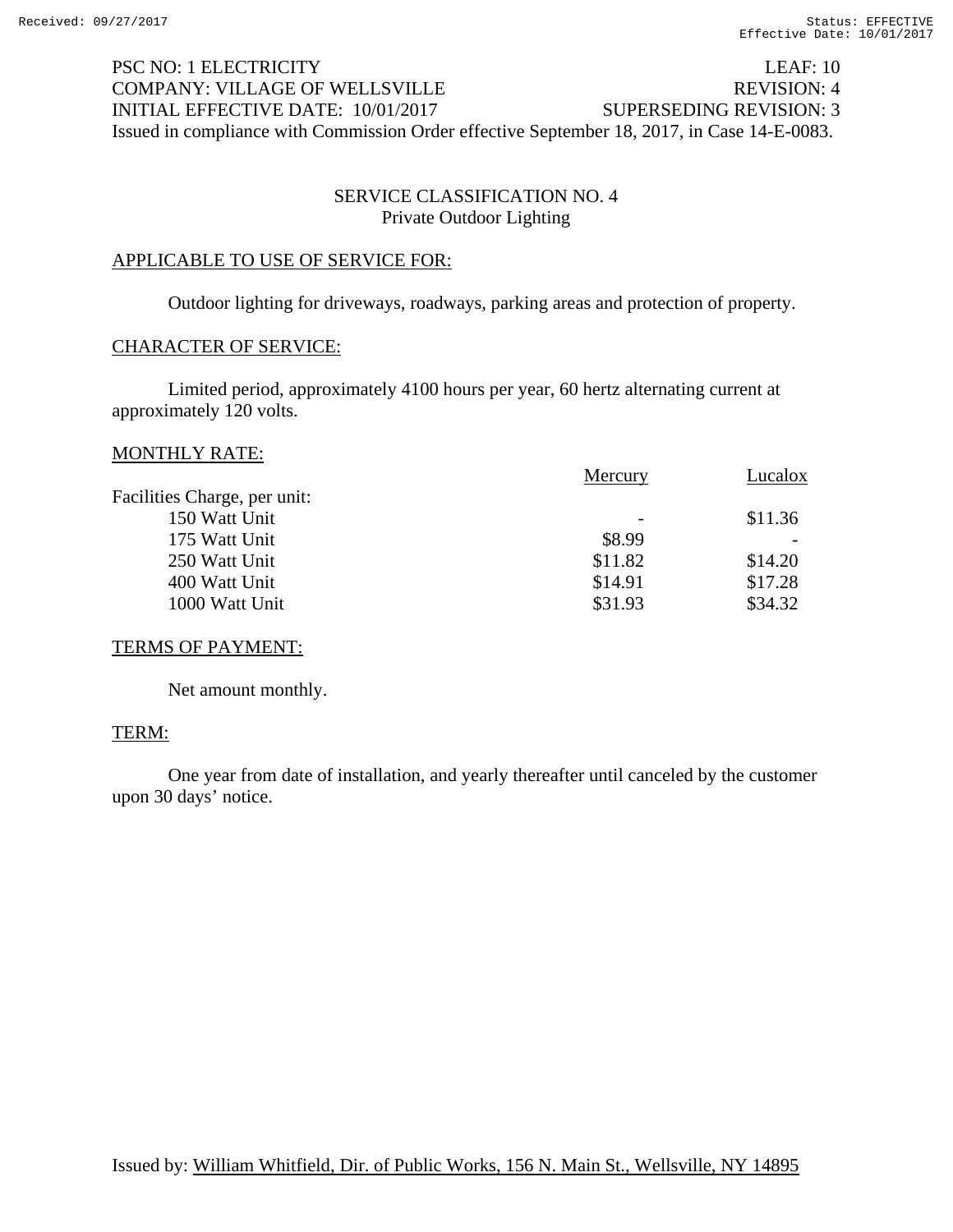PSC NO: 1 ELECTRICITY LEAF: 10
COMPANY: VILLAGE OF WELLSVILLE REVISION: 4
INITIAL EFFECTIVE DATE: 10/01/2017 SUPERSEDING REVISION: 3
Issued in compliance with Commission Order effective September 18, 2017, in Case 14-E-0083.

## SERVICE CLASSIFICATION NO. 4
### Private Outdoor Lighting

APPLICABLE TO USE OF SERVICE FOR:

Outdoor lighting for driveways, roadways, parking areas and protection of property.

CHARACTER OF SERVICE:

Limited period, approximately 4100 hours per year, 60 hertz alternating current at approximately 120 volts.

MONTHLY RATE:

| | Mercury | Lucalox |
|---|---|---|
| Facilities Charge, per unit: | | |
| 150 Watt Unit | - | $11.36 |
| 175 Watt Unit | $8.99 | - |
| 250 Watt Unit | $11.82 | $14.20 |
| 400 Watt Unit | $14.91 | $17.28 |
| 1000 Watt Unit | $31.93 | $34.32 |

TERMS OF PAYMENT:

Net amount monthly.

TERM:

One year from date of installation, and yearly thereafter until canceled by the customer upon 30 days' notice.

Issued by: William Whitfield, Dir. of Public Works, 156 N. Main St., Wellsville, NY 14895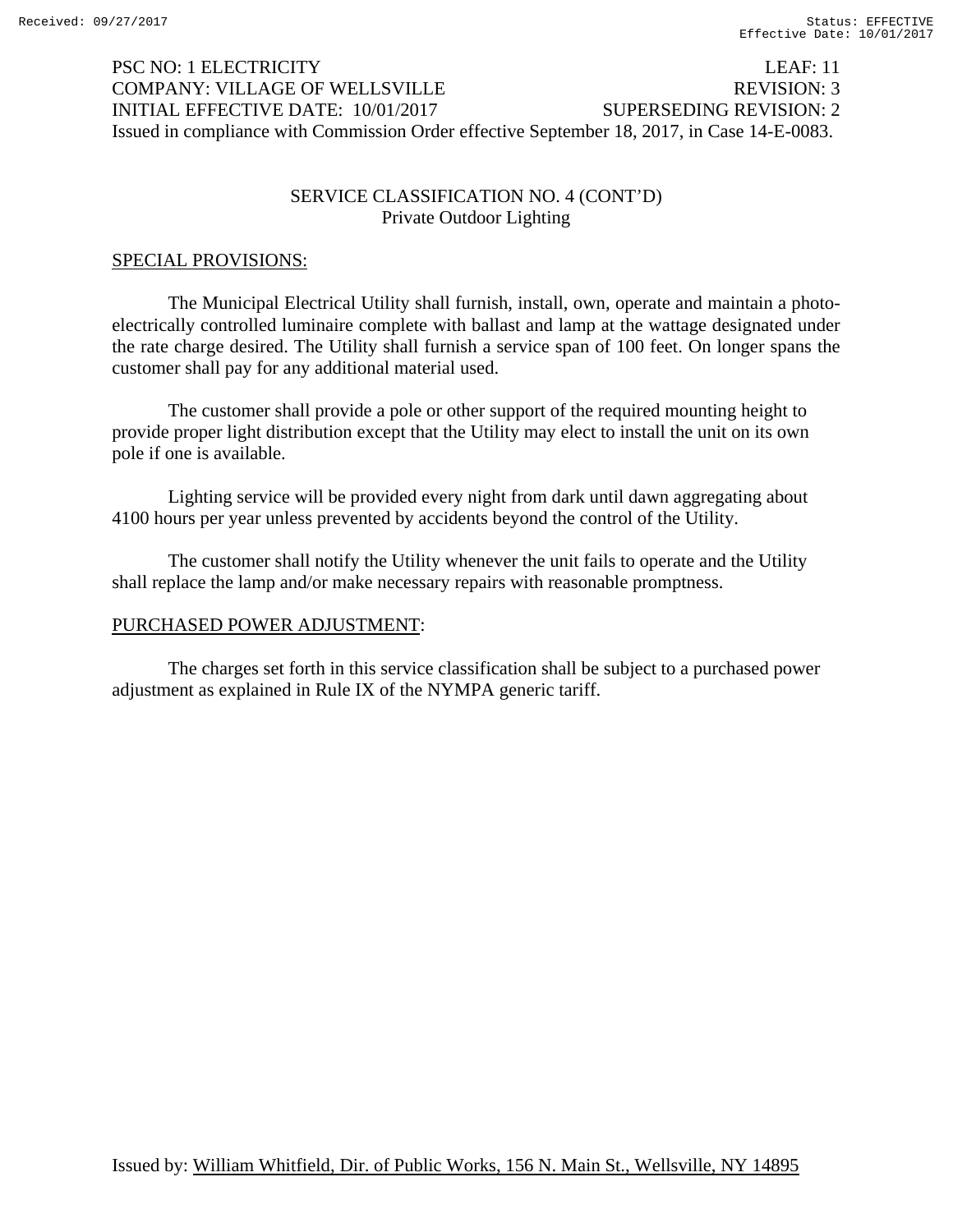PSC NO: 1 ELECTRICITY LEAF: 11
COMPANY: VILLAGE OF WELLSVILLE REVISION: 3
INITIAL EFFECTIVE DATE: 10/01/2017 SUPERSEDING REVISION: 2
Issued in compliance with Commission Order effective September 18, 2017, in Case 14-E-0083.

## SERVICE CLASSIFICATION NO. 4 (CONT'D)
### Private Outdoor Lighting

### SPECIAL PROVISIONS:

The Municipal Electrical Utility shall furnish, install, own, operate and maintain a photo-electrically controlled luminaire complete with ballast and lamp at the wattage designated under the rate charge desired. The Utility shall furnish a service span of 100 feet. On longer spans the customer shall pay for any additional material used.

The customer shall provide a pole or other support of the required mounting height to provide proper light distribution except that the Utility may elect to install the unit on its own pole if one is available.

Lighting service will be provided every night from dark until dawn aggregating about 4100 hours per year unless prevented by accidents beyond the control of the Utility.

The customer shall notify the Utility whenever the unit fails to operate and the Utility shall replace the lamp and/or make necessary repairs with reasonable promptness.

### PURCHASED POWER ADJUSTMENT:

The charges set forth in this service classification shall be subject to a purchased power adjustment as explained in Rule IX of the NYMPA generic tariff.

Issued by: William Whitfield, Dir. of Public Works, 156 N. Main St., Wellsville, NY 14895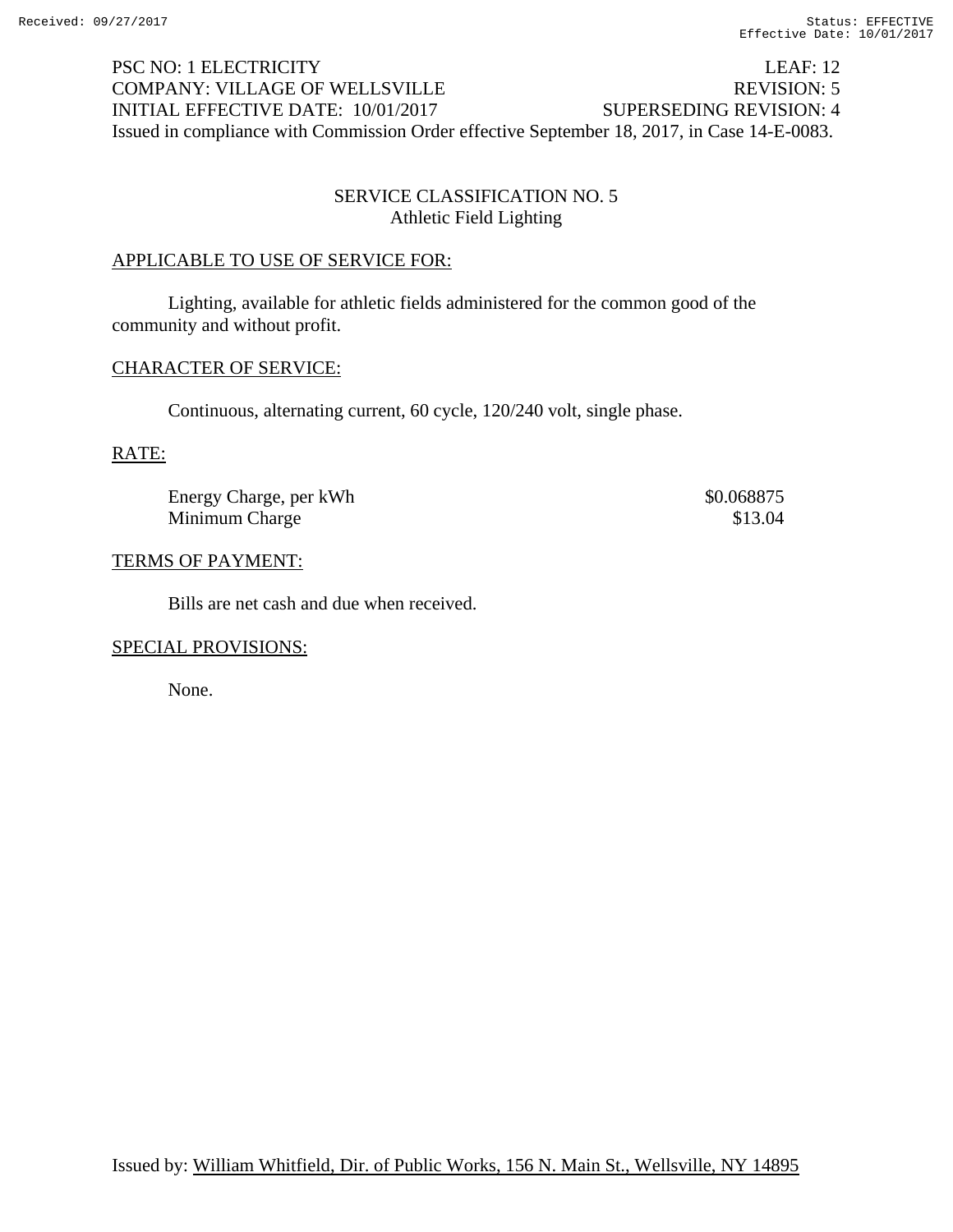PSC NO: 1 ELECTRICITY LEAF: 12
COMPANY: VILLAGE OF WELLSVILLE REVISION: 5
INITIAL EFFECTIVE DATE: 10/01/2017 SUPERSEDING REVISION: 4
Issued in compliance with Commission Order effective September 18, 2017, in Case 14-E-0083.

## SERVICE CLASSIFICATION NO. 5
### Athletic Field Lighting

APPLICABLE TO USE OF SERVICE FOR:

Lighting, available for athletic fields administered for the common good of the community and without profit.

CHARACTER OF SERVICE:

Continuous, alternating current, 60 cycle, 120/240 volt, single phase.

RATE:

| | |
|---|---|
| Energy Charge, per kWh | $0.068875 |
| Minimum Charge | $13.04 |

TERMS OF PAYMENT:

Bills are net cash and due when received.

SPECIAL PROVISIONS:

None.

Issued by: William Whitfield, Dir. of Public Works, 156 N. Main St., Wellsville, NY 14895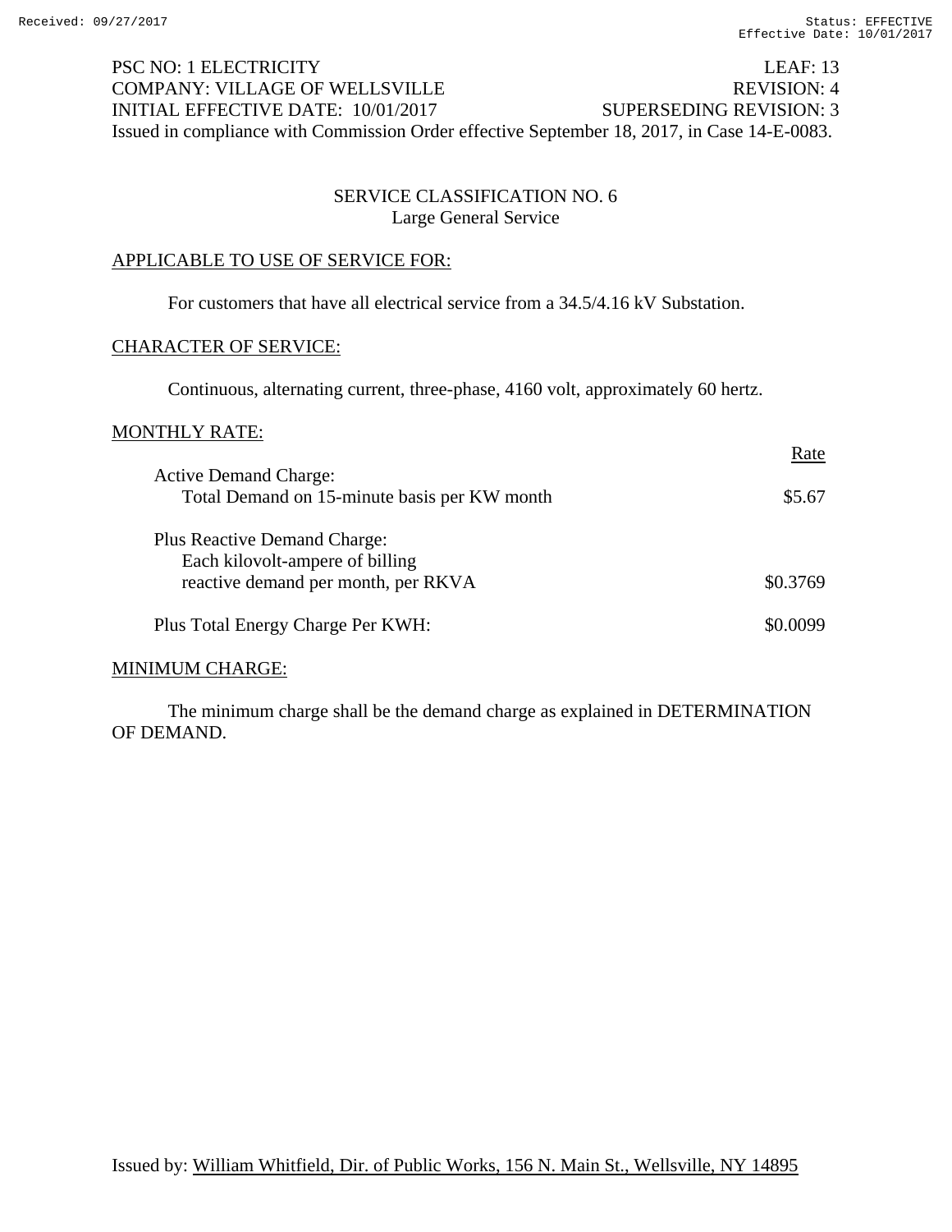PSC NO: 1 ELECTRICITY LEAF: 13
COMPANY: VILLAGE OF WELLSVILLE REVISION: 4
INITIAL EFFECTIVE DATE: 10/01/2017 SUPERSEDING REVISION: 3
Issued in compliance with Commission Order effective September 18, 2017, in Case 14-E-0083.

## SERVICE CLASSIFICATION NO. 6
### Large General Service

APPLICABLE TO USE OF SERVICE FOR:

For customers that have all electrical service from a 34.5/4.16 kV Substation.

CHARACTER OF SERVICE:

Continuous, alternating current, three-phase, 4160 volt, approximately 60 hertz.

MONTHLY RATE:

| | Rate |
|---|---|
| Active Demand Charge: | |
| Total Demand on 15-minute basis per KW month | $5.67 |
| Plus Reactive Demand Charge: | |
| Each kilovolt-ampere of billing reactive demand per month, per RKVA | $0.3769 |
| Plus Total Energy Charge Per KWH: | $0.0099 |

MINIMUM CHARGE:

The minimum charge shall be the demand charge as explained in DETERMINATION OF DEMAND.

Issued by: William Whitfield, Dir. of Public Works, 156 N. Main St., Wellsville, NY 14895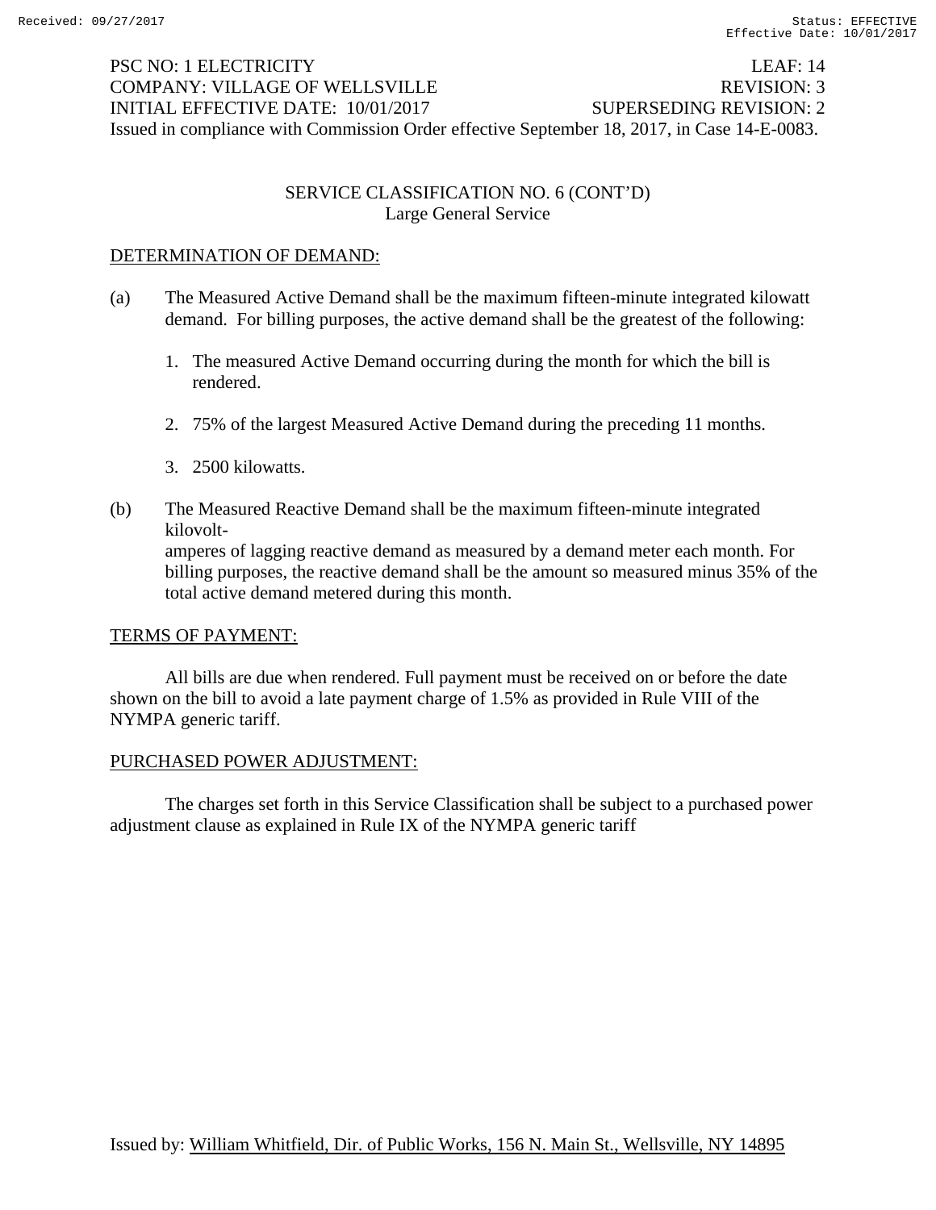PSC NO: 1 ELECTRICITY LEAF: 14
COMPANY: VILLAGE OF WELLSVILLE REVISION: 3
INITIAL EFFECTIVE DATE: 10/01/2017 SUPERSEDING REVISION: 2
Issued in compliance with Commission Order effective September 18, 2017, in Case 14-E-0083.

SERVICE CLASSIFICATION NO. 6 (CONT'D)
Large General Service

DETERMINATION OF DEMAND:

(a) The Measured Active Demand shall be the maximum fifteen-minute integrated kilowatt demand. For billing purposes, the active demand shall be the greatest of the following:

1. The measured Active Demand occurring during the month for which the bill is rendered.

2. 75% of the largest Measured Active Demand during the preceding 11 months.

3. 2500 kilowatts.

(b) The Measured Reactive Demand shall be the maximum fifteen-minute integrated kilovolt-amperes of lagging reactive demand as measured by a demand meter each month. For billing purposes, the reactive demand shall be the amount so measured minus 35% of the total active demand metered during this month.

TERMS OF PAYMENT:

All bills are due when rendered. Full payment must be received on or before the date shown on the bill to avoid a late payment charge of 1.5% as provided in Rule VIII of the NYMPA generic tariff.

PURCHASED POWER ADJUSTMENT:

The charges set forth in this Service Classification shall be subject to a purchased power adjustment clause as explained in Rule IX of the NYMPA generic tariff

Issued by: William Whitfield, Dir. of Public Works, 156 N. Main St., Wellsville, NY 14895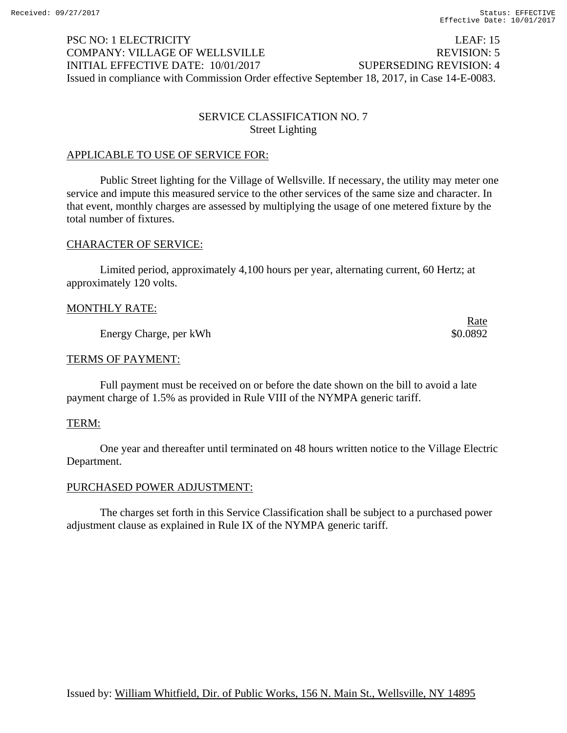PSC NO: 1 ELECTRICITY LEAF: 15
COMPANY: VILLAGE OF WELLSVILLE REVISION: 5
INITIAL EFFECTIVE DATE: 10/01/2017 SUPERSEDING REVISION: 4
Issued in compliance with Commission Order effective September 18, 2017, in Case 14-E-0083.

## SERVICE CLASSIFICATION NO. 7
### Street Lighting

APPLICABLE TO USE OF SERVICE FOR:

Public Street lighting for the Village of Wellsville. If necessary, the utility may meter one service and impute this measured service to the other services of the same size and character. In that event, monthly charges are assessed by multiplying the usage of one metered fixture by the total number of fixtures.

CHARACTER OF SERVICE:

Limited period, approximately 4,100 hours per year, alternating current, 60 Hertz; at approximately 120 volts.

MONTHLY RATE:

| | Rate |
|---|---|
| Energy Charge, per kWh | \$0.0892 |

TERMS OF PAYMENT:

Full payment must be received on or before the date shown on the bill to avoid a late payment charge of 1.5% as provided in Rule VIII of the NYMPA generic tariff.

TERM:

One year and thereafter until terminated on 48 hours written notice to the Village Electric Department.

PURCHASED POWER ADJUSTMENT:

The charges set forth in this Service Classification shall be subject to a purchased power adjustment clause as explained in Rule IX of the NYMPA generic tariff.

Issued by: William Whitfield, Dir. of Public Works, 156 N. Main St., Wellsville, NY 14895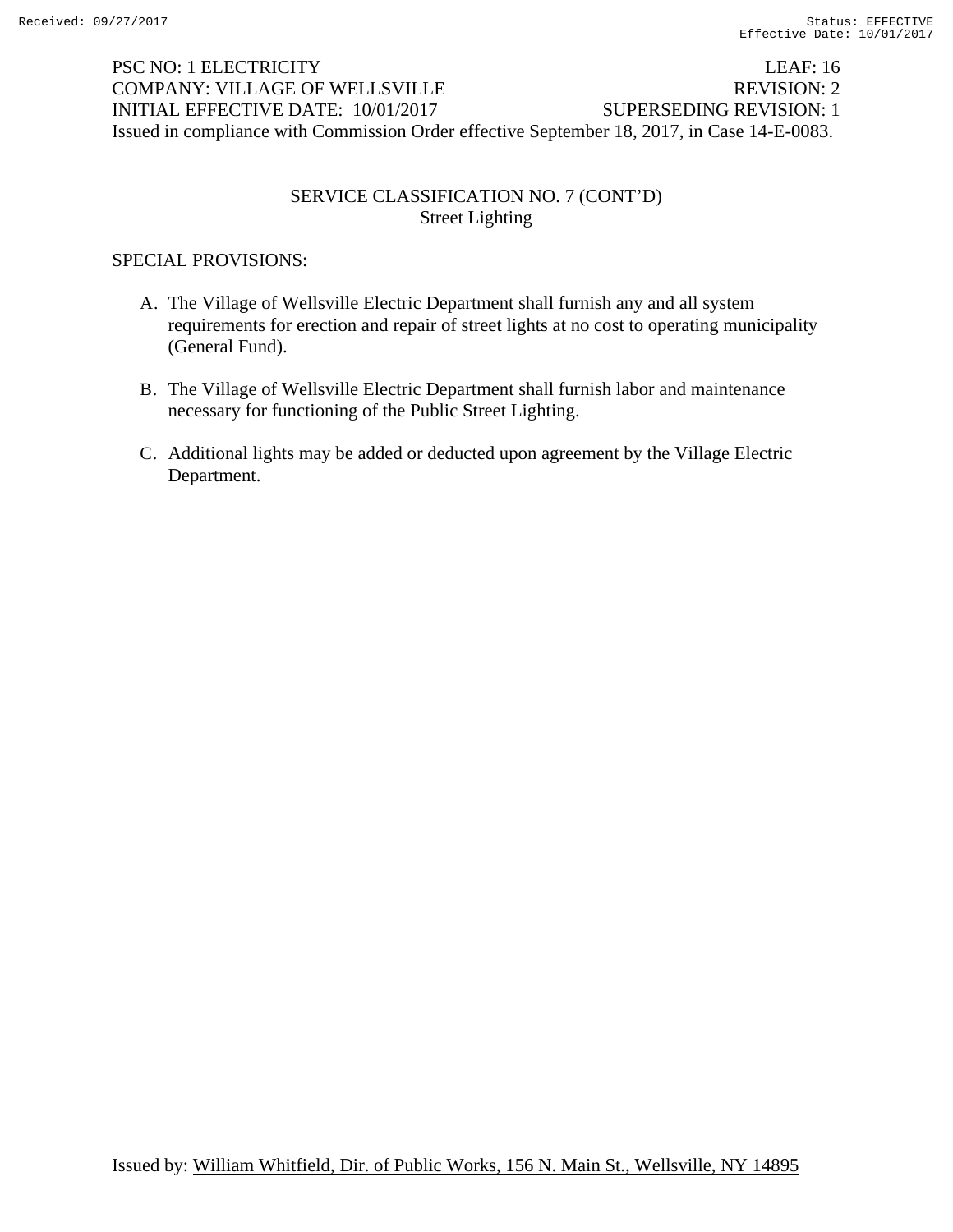PSC NO: 1 ELECTRICITY LEAF: 16
COMPANY: VILLAGE OF WELLSVILLE REVISION: 2
INITIAL EFFECTIVE DATE: 10/01/2017 SUPERSEDING REVISION: 1
Issued in compliance with Commission Order effective September 18, 2017, in Case 14-E-0083.

## SERVICE CLASSIFICATION NO. 7 (CONT'D)
Street Lighting

SPECIAL PROVISIONS:

A. The Village of Wellsville Electric Department shall furnish any and all system requirements for erection and repair of street lights at no cost to operating municipality (General Fund).

B. The Village of Wellsville Electric Department shall furnish labor and maintenance necessary for functioning of the Public Street Lighting.

C. Additional lights may be added or deducted upon agreement by the Village Electric Department.

Issued by: William Whitfield, Dir. of Public Works, 156 N. Main St., Wellsville, NY 14895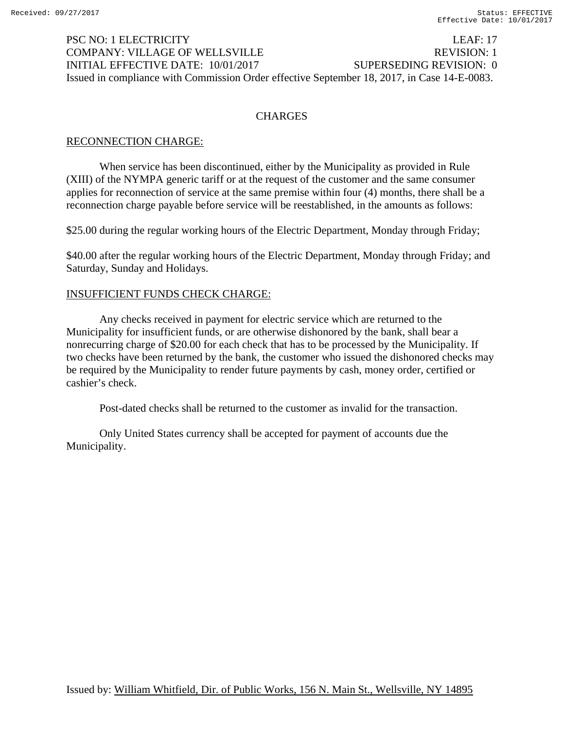PSC NO: 1 ELECTRICITY LEAF: 17
COMPANY: VILLAGE OF WELLSVILLE REVISION: 1
INITIAL EFFECTIVE DATE: 10/01/2017 SUPERSEDING REVISION: 0
Issued in compliance with Commission Order effective September 18, 2017, in Case 14-E-0083.

## CHARGES

### RECONNECTION CHARGE:

When service has been discontinued, either by the Municipality as provided in Rule (XIII) of the NYMPA generic tariff or at the request of the customer and the same consumer applies for reconnection of service at the same premise within four (4) months, there shall be a reconnection charge payable before service will be reestablished, in the amounts as follows:

$25.00 during the regular working hours of the Electric Department, Monday through Friday;

$40.00 after the regular working hours of the Electric Department, Monday through Friday; and Saturday, Sunday and Holidays.

### INSUFFICIENT FUNDS CHECK CHARGE:

Any checks received in payment for electric service which are returned to the Municipality for insufficient funds, or are otherwise dishonored by the bank, shall bear a nonrecurring charge of $20.00 for each check that has to be processed by the Municipality. If two checks have been returned by the bank, the customer who issued the dishonored checks may be required by the Municipality to render future payments by cash, money order, certified or cashier's check.

Post-dated checks shall be returned to the customer as invalid for the transaction.

Only United States currency shall be accepted for payment of accounts due the Municipality.

Issued by: William Whitfield, Dir. of Public Works, 156 N. Main St., Wellsville, NY 14895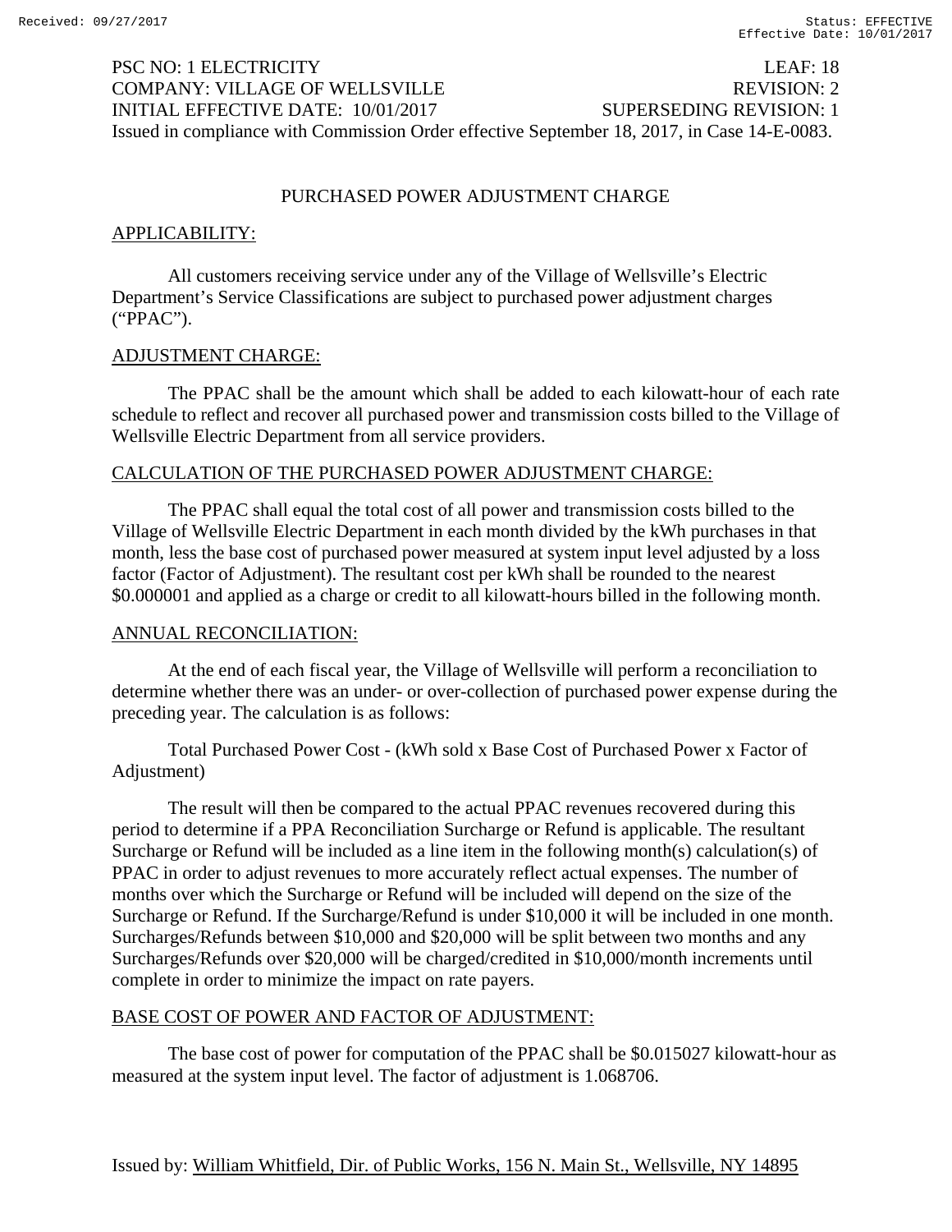PSC NO: 1 ELECTRICITY LEAF: 18
COMPANY: VILLAGE OF WELLSVILLE REVISION: 2
INITIAL EFFECTIVE DATE: 10/01/2017 SUPERSEDING REVISION: 1
Issued in compliance with Commission Order effective September 18, 2017, in Case 14-E-0083.

# PURCHASED POWER ADJUSTMENT CHARGE

## APPLICABILITY:

All customers receiving service under any of the Village of Wellsville's Electric Department's Service Classifications are subject to purchased power adjustment charges ("PPAC").

## ADJUSTMENT CHARGE:

The PPAC shall be the amount which shall be added to each kilowatt-hour of each rate schedule to reflect and recover all purchased power and transmission costs billed to the Village of Wellsville Electric Department from all service providers.

## CALCULATION OF THE PURCHASED POWER ADJUSTMENT CHARGE:

The PPAC shall equal the total cost of all power and transmission costs billed to the Village of Wellsville Electric Department in each month divided by the kWh purchases in that month, less the base cost of purchased power measured at system input level adjusted by a loss factor (Factor of Adjustment). The resultant cost per kWh shall be rounded to the nearest $0.000001 and applied as a charge or credit to all kilowatt-hours billed in the following month.

## ANNUAL RECONCILIATION:

At the end of each fiscal year, the Village of Wellsville will perform a reconciliation to determine whether there was an under- or over-collection of purchased power expense during the preceding year. The calculation is as follows:

Total Purchased Power Cost - (kWh sold x Base Cost of Purchased Power x Factor of Adjustment)

The result will then be compared to the actual PPAC revenues recovered during this period to determine if a PPA Reconciliation Surcharge or Refund is applicable. The resultant Surcharge or Refund will be included as a line item in the following month(s) calculation(s) of PPAC in order to adjust revenues to more accurately reflect actual expenses. The number of months over which the Surcharge or Refund will be included will depend on the size of the Surcharge or Refund. If the Surcharge/Refund is under $10,000 it will be included in one month. Surcharges/Refunds between $10,000 and $20,000 will be split between two months and any Surcharges/Refunds over $20,000 will be charged/credited in $10,000/month increments until complete in order to minimize the impact on rate payers.

## BASE COST OF POWER AND FACTOR OF ADJUSTMENT:

The base cost of power for computation of the PPAC shall be $0.015027 kilowatt-hour as measured at the system input level. The factor of adjustment is 1.068706.

Issued by: William Whitfield, Dir. of Public Works, 156 N. Main St., Wellsville, NY 14895